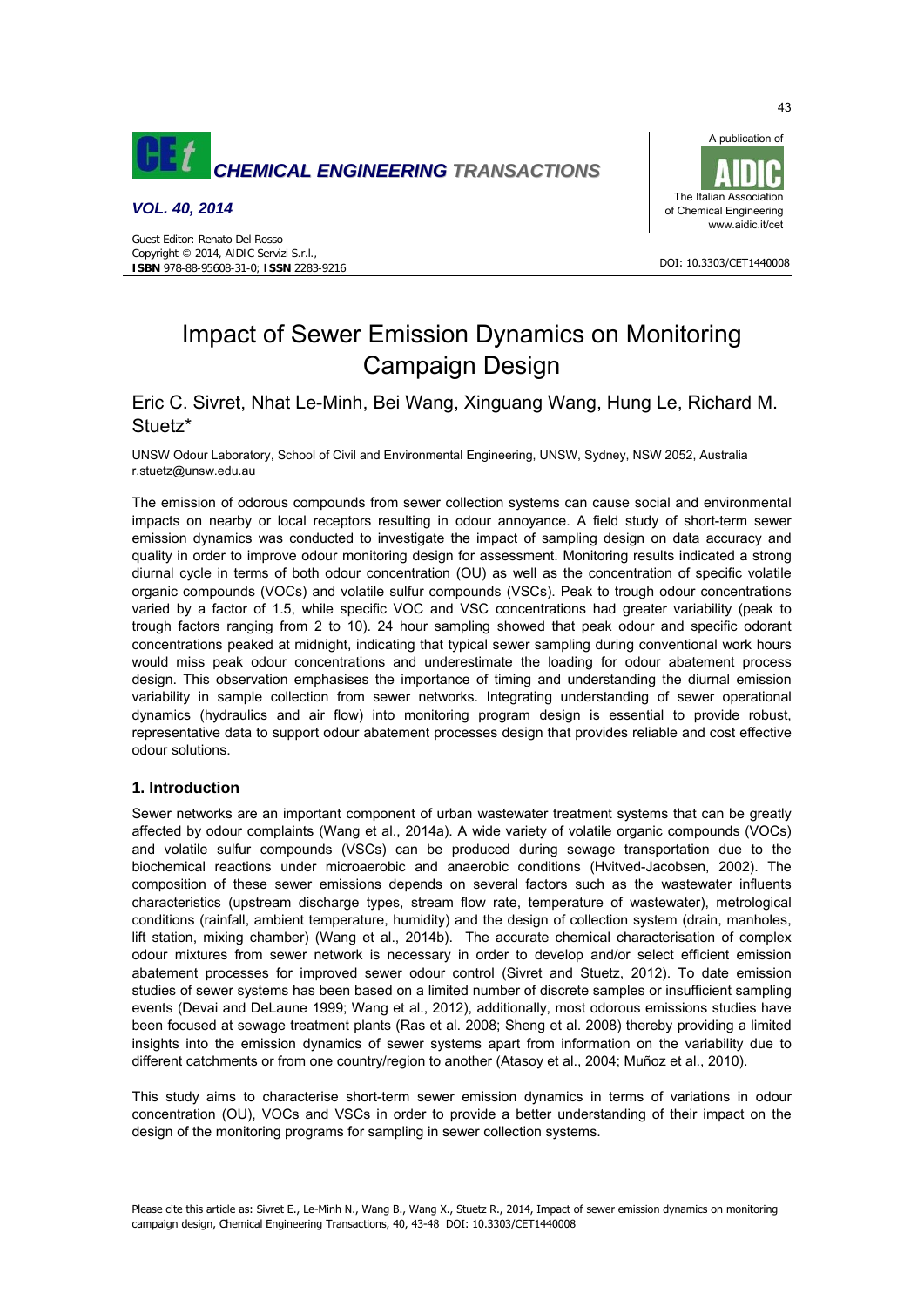# Impact of Sewer Emission Dynamics on Monitoring Campaign Design

Eric C. Sivret, Nhat Le-Minh, Bei Wang, Xinguang Wang, Hung Le, Richard M. Stuetz*

UNSW Odour Laboratory, School of Civil and Environmental Engineering, UNSW, Sydney, NSW 2052, Australia
r.stuetz@unsw.edu.au

The emission of odorous compounds from sewer collection systems can cause social and environmental impacts on nearby or local receptors resulting in odour annoyance. A field study of short-term sewer emission dynamics was conducted to investigate the impact of sampling design on data accuracy and quality in order to improve odour monitoring design for assessment. Monitoring results indicated a strong diurnal cycle in terms of both odour concentration (OU) as well as the concentration of specific volatile organic compounds (VOCs) and volatile sulfur compounds (VSCs). Peak to trough odour concentrations varied by a factor of 1.5, while specific VOC and VSC concentrations had greater variability (peak to trough factors ranging from 2 to 10). 24 hour sampling showed that peak odour and specific odorant concentrations peaked at midnight, indicating that typical sewer sampling during conventional work hours would miss peak odour concentrations and underestimate the loading for odour abatement process design. This observation emphasises the importance of timing and understanding the diurnal emission variability in sample collection from sewer networks. Integrating understanding of sewer operational dynamics (hydraulics and air flow) into monitoring program design is essential to provide robust, representative data to support odour abatement processes design that provides reliable and cost effective odour solutions.

## 1. Introduction

Sewer networks are an important component of urban wastewater treatment systems that can be greatly affected by odour complaints (Wang et al., 2014a). A wide variety of volatile organic compounds (VOCs) and volatile sulfur compounds (VSCs) can be produced during sewage transportation due to the biochemical reactions under microaerobic and anaerobic conditions (Hvitved-Jacobsen, 2002). The composition of these sewer emissions depends on several factors such as the wastewater influents characteristics (upstream discharge types, stream flow rate, temperature of wastewater), metrological conditions (rainfall, ambient temperature, humidity) and the design of collection system (drain, manholes, lift station, mixing chamber) (Wang et al., 2014b). The accurate chemical characterisation of complex odour mixtures from sewer network is necessary in order to develop and/or select efficient emission abatement processes for improved sewer odour control (Sivret and Stuetz, 2012). To date emission studies of sewer systems has been based on a limited number of discrete samples or insufficient sampling events (Devai and DeLaune 1999; Wang et al., 2012), additionally, most odorous emissions studies have been focused at sewage treatment plants (Ras et al. 2008; Sheng et al. 2008) thereby providing a limited insights into the emission dynamics of sewer systems apart from information on the variability due to different catchments or from one country/region to another (Atasoy et al., 2004; Muñoz et al., 2010).

This study aims to characterise short-term sewer emission dynamics in terms of variations in odour concentration (OU), VOCs and VSCs in order to provide a better understanding of their impact on the design of the monitoring programs for sampling in sewer collection systems.

Please cite this article as: Sivret E., Le-Minh N., Wang B., Wang X., Stuetz R., 2014, Impact of sewer emission dynamics on monitoring campaign design, Chemical Engineering Transactions, 40, 43-48 DOI: 10.3303/CET1440008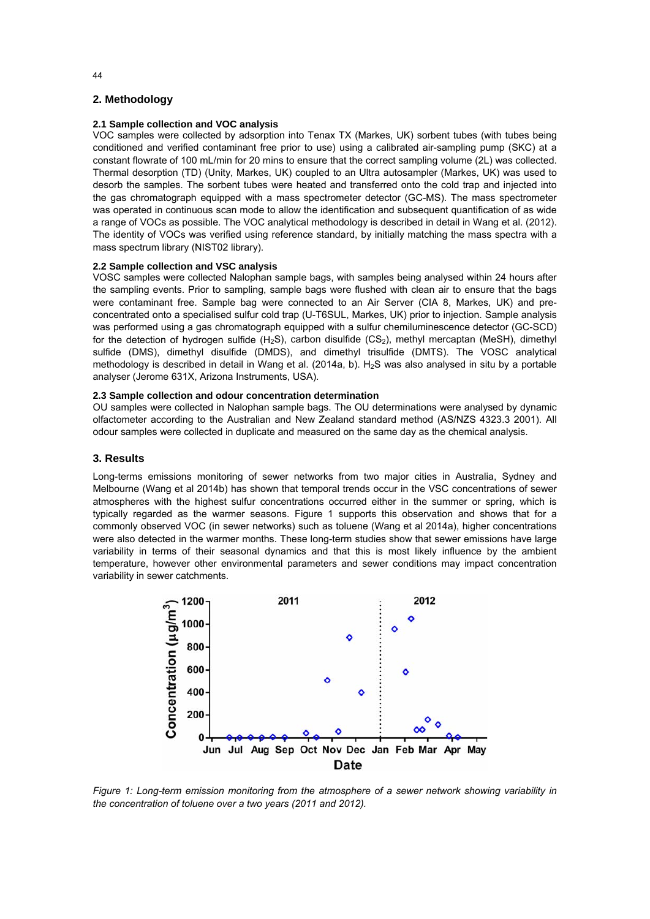## 2. Methodology

### 2.1 Sample collection and VOC analysis

VOC samples were collected by adsorption into Tenax TX (Markes, UK) sorbent tubes (with tubes being conditioned and verified contaminant free prior to use) using a calibrated air-sampling pump (SKC) at a constant flowrate of 100 mL/min for 20 mins to ensure that the correct sampling volume (2L) was collected. Thermal desorption (TD) (Unity, Markes, UK) coupled to an Ultra autosampler (Markes, UK) was used to desorb the samples. The sorbent tubes were heated and transferred onto the cold trap and injected into the gas chromatograph equipped with a mass spectrometer detector (GC-MS). The mass spectrometer was operated in continuous scan mode to allow the identification and subsequent quantification of as wide a range of VOCs as possible. The VOC analytical methodology is described in detail in Wang et al. (2012). The identity of VOCs was verified using reference standard, by initially matching the mass spectra with a mass spectrum library (NIST02 library).

### 2.2 Sample collection and VSC analysis

VOSC samples were collected Nalophan sample bags, with samples being analysed within 24 hours after the sampling events. Prior to sampling, sample bags were flushed with clean air to ensure that the bags were contaminant free. Sample bag were connected to an Air Server (CIA 8, Markes, UK) and pre-concentrated onto a specialised sulfur cold trap (U-T6SUL, Markes, UK) prior to injection. Sample analysis was performed using a gas chromatograph equipped with a sulfur chemiluminescence detector (GC-SCD) for the detection of hydrogen sulfide ($H_2S$), carbon disulfide ($CS_2$), methyl mercaptan (MeSH), dimethyl sulfide (DMS), dimethyl disulfide (DMDS), and dimethyl trisulfide (DMTS). The VOSC analytical methodology is described in detail in Wang et al. (2014a, b). $H_2S$ was also analysed in situ by a portable analyser (Jerome 631X, Arizona Instruments, USA).

### 2.3 Sample collection and odour concentration determination

OU samples were collected in Nalophan sample bags. The OU determinations were analysed by dynamic olfactometer according to the Australian and New Zealand standard method (AS/NZS 4323.3 2001). All odour samples were collected in duplicate and measured on the same day as the chemical analysis.

## 3. Results

Long-terms emissions monitoring of sewer networks from two major cities in Australia, Sydney and Melbourne (Wang et al 2014b) has shown that temporal trends occur in the VSC concentrations of sewer atmospheres with the highest sulfur concentrations occurred either in the summer or spring, which is typically regarded as the warmer seasons. Figure 1 supports this observation and shows that for a commonly observed VOC (in sewer networks) such as toluene (Wang et al 2014a), higher concentrations were also detected in the warmer months. These long-term studies show that sewer emissions have large variability in terms of their seasonal dynamics and that this is most likely influence by the ambient temperature, however other environmental parameters and sewer conditions may impact concentration variability in sewer catchments.

*Figure 1: Long-term emission monitoring from the atmosphere of a sewer network showing variability in the concentration of toluene over a two years (2011 and 2012).*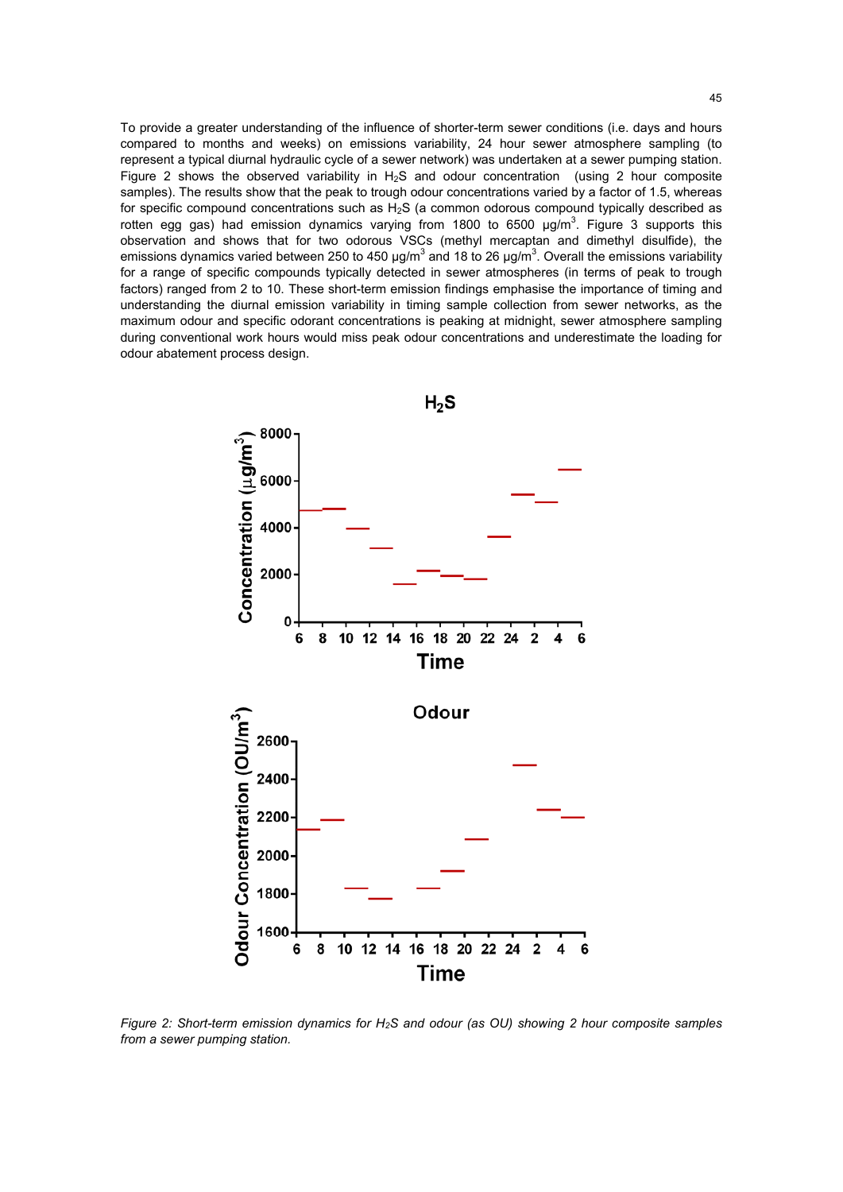To provide a greater understanding of the influence of shorter-term sewer conditions (i.e. days and hours compared to months and weeks) on emissions variability, 24 hour sewer atmosphere sampling (to represent a typical diurnal hydraulic cycle of a sewer network) was undertaken at a sewer pumping station. Figure 2 shows the observed variability in $H_2S$ and odour concentration (using 2 hour composite samples). The results show that the peak to trough odour concentrations varied by a factor of 1.5, whereas for specific compound concentrations such as $H_2S$ (a common odorous compound typically described as rotten egg gas) had emission dynamics varying from 1800 to 6500 μg/m$^3$. Figure 3 supports this observation and shows that for two odorous VSCs (methyl mercaptan and dimethyl disulfide), the emissions dynamics varied between 250 to 450 μg/m$^3$ and 18 to 26 μg/m$^3$. Overall the emissions variability for a range of specific compounds typically detected in sewer atmospheres (in terms of peak to trough factors) ranged from 2 to 10. These short-term emission findings emphasise the importance of timing and understanding the diurnal emission variability in timing sample collection from sewer networks, as the maximum odour and specific odorant concentrations is peaking at midnight, sewer atmosphere sampling during conventional work hours would miss peak odour concentrations and underestimate the loading for odour abatement process design.

*Figure 2: Short-term emission dynamics for $H_2S$ and odour (as OU) showing 2 hour composite samples from a sewer pumping station.*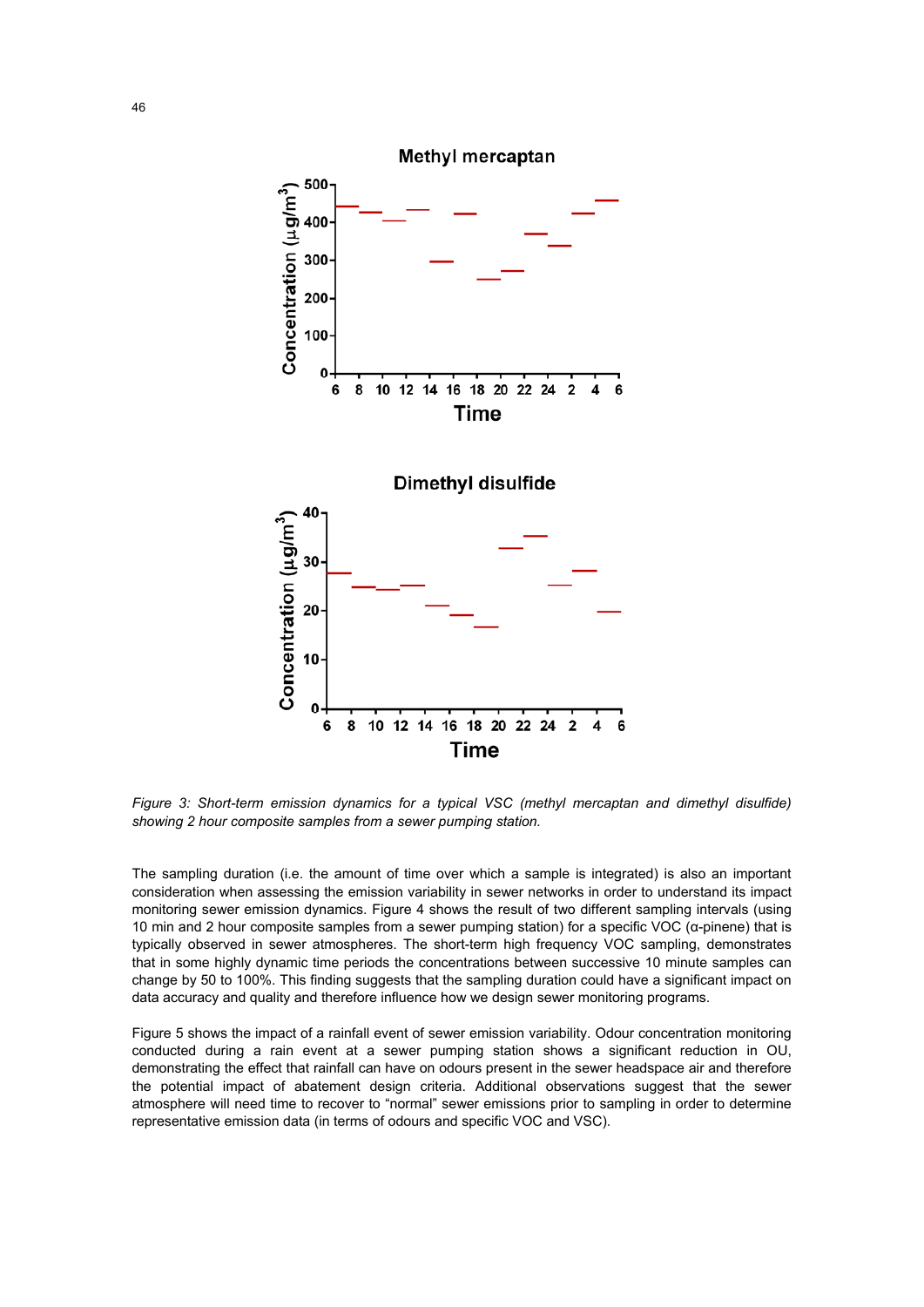*Figure 3: Short-term emission dynamics for a typical VSC (methyl mercaptan and dimethyl disulfide) showing 2 hour composite samples from a sewer pumping station.*

The sampling duration (i.e. the amount of time over which a sample is integrated) is also an important consideration when assessing the emission variability in sewer networks in order to understand its impact monitoring sewer emission dynamics. Figure 4 shows the result of two different sampling intervals (using 10 min and 2 hour composite samples from a sewer pumping station) for a specific VOC (α-pinene) that is typically observed in sewer atmospheres. The short-term high frequency VOC sampling, demonstrates that in some highly dynamic time periods the concentrations between successive 10 minute samples can change by 50 to 100%. This finding suggests that the sampling duration could have a significant impact on data accuracy and quality and therefore influence how we design sewer monitoring programs.

Figure 5 shows the impact of a rainfall event of sewer emission variability. Odour concentration monitoring conducted during a rain event at a sewer pumping station shows a significant reduction in OU, demonstrating the effect that rainfall can have on odours present in the sewer headspace air and therefore the potential impact of abatement design criteria. Additional observations suggest that the sewer atmosphere will need time to recover to "normal" sewer emissions prior to sampling in order to determine representative emission data (in terms of odours and specific VOC and VSC).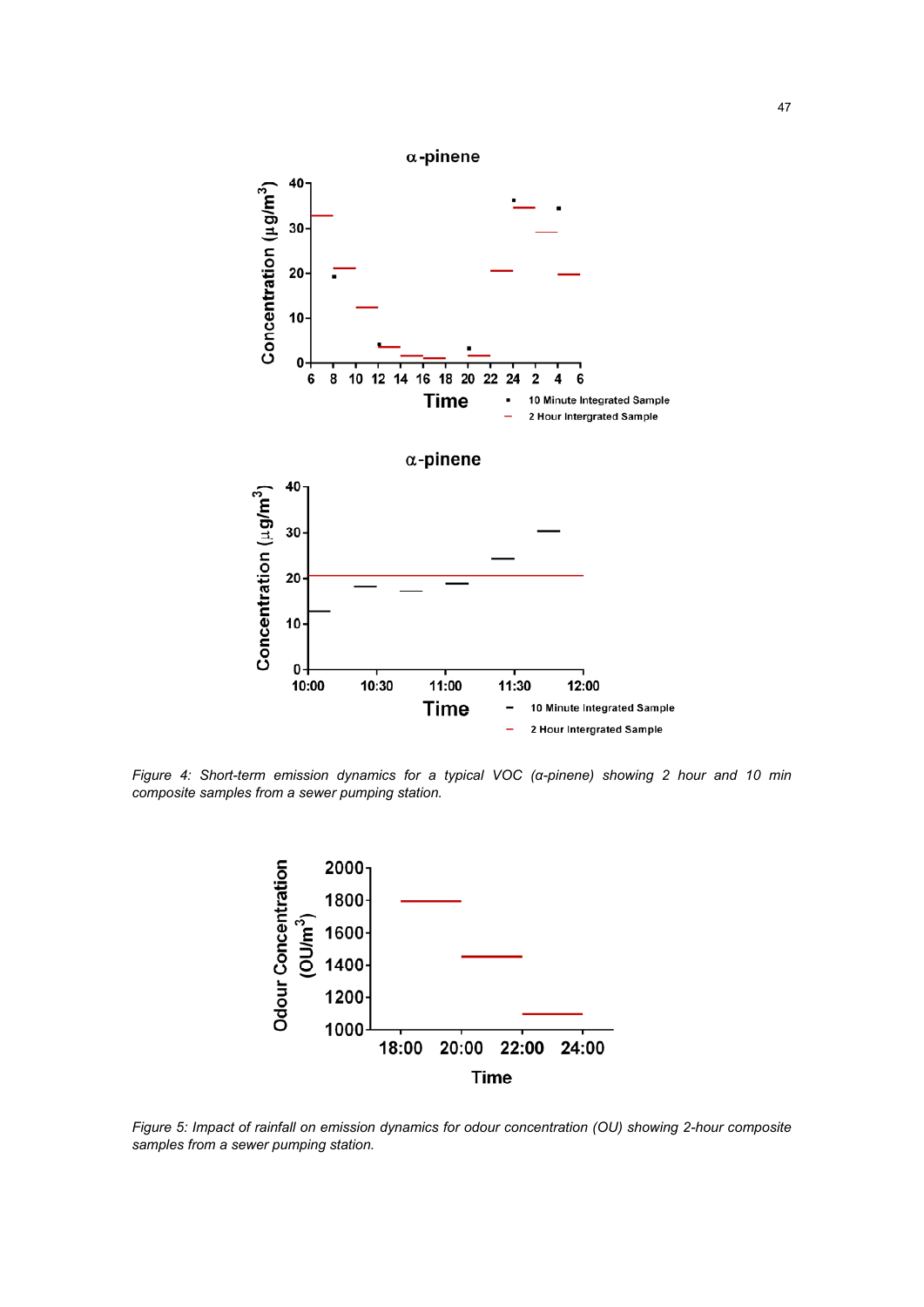*Figure 4: Short-term emission dynamics for a typical VOC (α-pinene) showing 2 hour and 10 min composite samples from a sewer pumping station.*

*Figure 5: Impact of rainfall on emission dynamics for odour concentration (OU) showing 2-hour composite samples from a sewer pumping station.*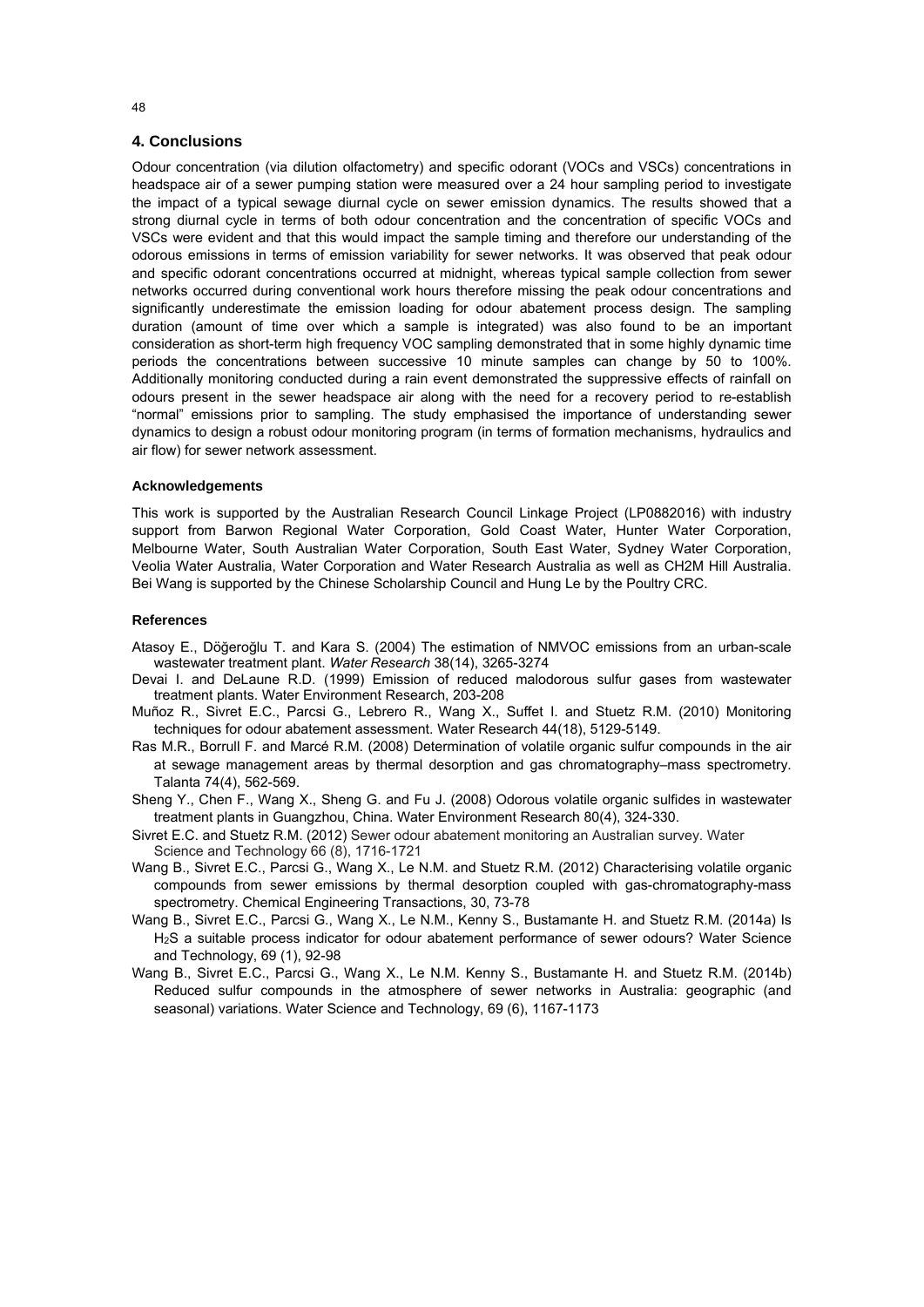## 4. Conclusions

Odour concentration (via dilution olfactometry) and specific odorant (VOCs and VSCs) concentrations in headspace air of a sewer pumping station were measured over a 24 hour sampling period to investigate the impact of a typical sewage diurnal cycle on sewer emission dynamics. The results showed that a strong diurnal cycle in terms of both odour concentration and the concentration of specific VOCs and VSCs were evident and that this would impact the sample timing and therefore our understanding of the odorous emissions in terms of emission variability for sewer networks. It was observed that peak odour and specific odorant concentrations occurred at midnight, whereas typical sample collection from sewer networks occurred during conventional work hours therefore missing the peak odour concentrations and significantly underestimate the emission loading for odour abatement process design. The sampling duration (amount of time over which a sample is integrated) was also found to be an important consideration as short-term high frequency VOC sampling demonstrated that in some highly dynamic time periods the concentrations between successive 10 minute samples can change by 50 to 100%. Additionally monitoring conducted during a rain event demonstrated the suppressive effects of rainfall on odours present in the sewer headspace air along with the need for a recovery period to re-establish "normal" emissions prior to sampling. The study emphasised the importance of understanding sewer dynamics to design a robust odour monitoring program (in terms of formation mechanisms, hydraulics and air flow) for sewer network assessment.

### Acknowledgements

This work is supported by the Australian Research Council Linkage Project (LP0882016) with industry support from Barwon Regional Water Corporation, Gold Coast Water, Hunter Water Corporation, Melbourne Water, South Australian Water Corporation, South East Water, Sydney Water Corporation, Veolia Water Australia, Water Corporation and Water Research Australia as well as CH2M Hill Australia. Bei Wang is supported by the Chinese Scholarship Council and Hung Le by the Poultry CRC.

### References

Atasoy E., Döğeroğlu T. and Kara S. (2004) The estimation of NMVOC emissions from an urban-scale wastewater treatment plant. *Water Research* 38(14), 3265-3274

Devai I. and DeLaune R.D. (1999) Emission of reduced malodorous sulfur gases from wastewater treatment plants. Water Environment Research, 203-208

Muñoz R., Sivret E.C., Parcsi G., Lebrero R., Wang X., Suffet I. and Stuetz R.M. (2010) Monitoring techniques for odour abatement assessment. Water Research 44(18), 5129-5149.

Ras M.R., Borrull F. and Marcé R.M. (2008) Determination of volatile organic sulfur compounds in the air at sewage management areas by thermal desorption and gas chromatography–mass spectrometry. Talanta 74(4), 562-569.

Sheng Y., Chen F., Wang X., Sheng G. and Fu J. (2008) Odorous volatile organic sulfides in wastewater treatment plants in Guangzhou, China. Water Environment Research 80(4), 324-330.

Sivret E.C. and Stuetz R.M. (2012) Sewer odour abatement monitoring an Australian survey. Water Science and Technology 66 (8), 1716-1721

Wang B., Sivret E.C., Parcsi G., Wang X., Le N.M. and Stuetz R.M. (2012) Characterising volatile organic compounds from sewer emissions by thermal desorption coupled with gas-chromatography-mass spectrometry. Chemical Engineering Transactions, 30, 73-78

Wang B., Sivret E.C., Parcsi G., Wang X., Le N.M., Kenny S., Bustamante H. and Stuetz R.M. (2014a) Is $H_2S$ a suitable process indicator for odour abatement performance of sewer odours? Water Science and Technology, 69 (1), 92-98

Wang B., Sivret E.C., Parcsi G., Wang X., Le N.M. Kenny S., Bustamante H. and Stuetz R.M. (2014b) Reduced sulfur compounds in the atmosphere of sewer networks in Australia: geographic (and seasonal) variations. Water Science and Technology, 69 (6), 1167-1173